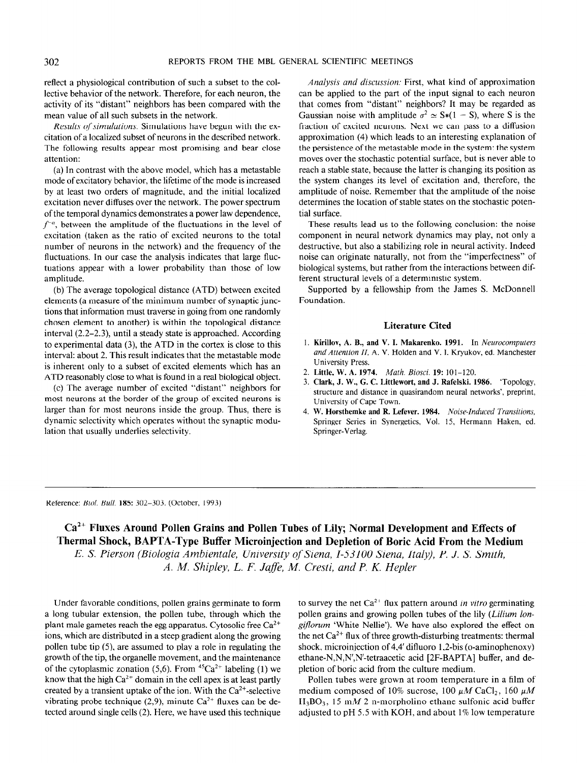reflect a physiological contribution of such a subset to the collective behavior of the network. Therefore, for each neuron, the activity of its "distant" neighbors has been compared with the mean value of all such subsets in the network.

*Results of simulations.* Simulations have begun with the excitation of a localized subset of neurons in the described network. The following results appear most promising and bear close attention:

(a) In contrast with the above model, which has a metastable mode of excitatory behavior, the lifetime of the mode is increased by at least two orders of magnitude, and the initial localized excitation never diffuses over the network. The power spectrum of the temporal dynamics demonstrates a power law dependence, $f^{-\alpha}$, between the amplitude of the fluctuations in the level of excitation (taken as the ratio of excited neurons to the total number of neurons in the network) and the frequency of the fluctuations. In our case the analysis indicates that large fluctuations appear with a lower probability than those of low amplitude.

(b) The average topological distance (ATD) between excited elements (a measure of the minimum number of synaptic junctions that information must traverse in going from one randomly chosen element to another) is within the topological distance interval (2.2–2.3), until a steady state is approached. According to experimental data (3), the ATD in the cortex is close to this interval: about 2. This result indicates that the metastable mode is inherent only to a subset of excited elements which has an ATD reasonably close to what is found in a real biological object.

(c) The average number of excited "distant" neighbors for most neurons at the border of the group of excited neurons is larger than for most neurons inside the group. Thus, there is dynamic selectivity which operates without the synaptic modulation that usually underlies selectivity.

*Analysis and discussion:* First, what kind of approximation can be applied to the part of the input signal to each neuron that comes from "distant" neighbors? It may be regarded as Gaussian noise with amplitude $\sigma^2 \simeq S*(1 - S)$, where S is the fraction of excited neurons. Next we can pass to a diffusion approximation (4) which leads to an interesting explanation of the persistence of the metastable mode in the system: the system moves over the stochastic potential surface, but is never able to reach a stable state, because the latter is changing its position as the system changes its level of excitation and, therefore, the amplitude of noise. Remember that the amplitude of the noise determines the location of stable states on the stochastic potential surface.

These results lead us to the following conclusion: the noise component in neural network dynamics may play, not only a destructive, but also a stabilizing role in neural activity. Indeed noise can originate naturally, not from the "imperfectness" of biological systems, but rather from the interactions between different structural levels of a deterministic system.

Supported by a fellowship from the James S. McDonnell Foundation.

### Literature Cited

1. **Kirillov, A. B., and V. I. Makarenko. 1991.** In *Neurocomputers and Attention II*, A. V. Holden and V. I. Kryukov, ed. Manchester University Press.
2. **Little, W. A. 1974.** *Math. Biosci.* **19:** 101–120.
3. **Clark, J. W., G. C. Littlewort, and J. Rafelski. 1986.** 'Topology, structure and distance in quasirandom neural networks', preprint, University of Cape Town.
4. **W. Horsthemke and R. Lefever. 1984.** *Noise-Induced Transitions*, Springer Series in Synergetics, Vol. 15, Hermann Haken, ed. Springer-Verlag.

---

Reference: *Biol. Bull.* **185:** 302–303. (October, 1993)

## $Ca^{2+}$ Fluxes Around Pollen Grains and Pollen Tubes of Lily; Normal Development and Effects of Thermal Shock, BAPTA-Type Buffer Microinjection and Depletion of Boric Acid From the Medium

*E. S. Pierson (Biologia Ambientale, University of Siena, I-53100 Siena, Italy), P. J. S. Smith, A. M. Shipley, L. F. Jaffe, M. Cresti, and P. K. Hepler*

Under favorable conditions, pollen grains germinate to form a long tubular extension, the pollen tube, through which the plant male gametes reach the egg apparatus. Cytosolic free $Ca^{2+}$ ions, which are distributed in a steep gradient along the growing pollen tube tip (5), are assumed to play a role in regulating the growth of the tip, the organelle movement, and the maintenance of the cytoplasmic zonation (5,6). From $^{45}Ca^{2+}$ labeling (1) we know that the high $Ca^{2+}$ domain in the cell apex is at least partly created by a transient uptake of the ion. With the $Ca^{2+}$-selective vibrating probe technique (2,9), minute $Ca^{2+}$ fluxes can be detected around single cells (2). Here, we have used this technique to survey the net $Ca^{2+}$ flux pattern around *in vitro* germinating pollen grains and growing pollen tubes of the lily (*Lilium longiflorum* 'White Nellie'). We have also explored the effect on the net $Ca^{2+}$ flux of three growth-disturbing treatments: thermal shock, microinjection of 4,4' difluoro 1,2-bis (o-aminophenoxy) ethane-N,N,N',N'-tetraacetic acid [2F-BAPTA] buffer, and depletion of boric acid from the culture medium.

Pollen tubes were grown at room temperature in a film of medium composed of 10% sucrose, 100 $\mu M$ $CaCl_2$, 160 $\mu M$ $H_3BO_3$, 15 m$M$ 2 n-morpholino ethane sulfonic acid buffer adjusted to pH 5.5 with KOH, and about 1% low temperature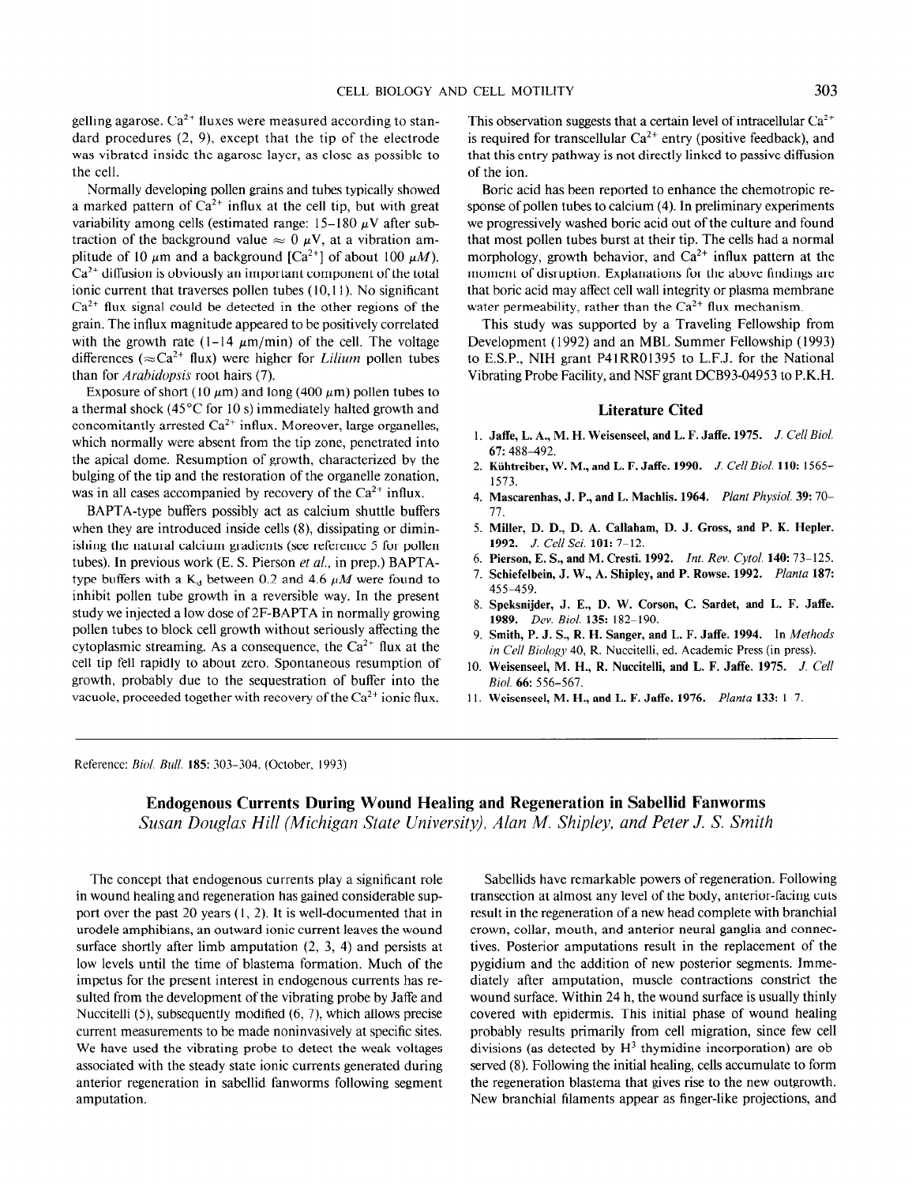gelling agarose. $Ca^{2+}$ fluxes were measured according to standard procedures (2, 9), except that the tip of the electrode was vibrated inside the agarose layer, as close as possible to the cell.

Normally developing pollen grains and tubes typically showed a marked pattern of $Ca^{2+}$ influx at the cell tip, but with great variability among cells (estimated range: 15–180 $\mu$V after subtraction of the background value $\approx$ 0 $\mu$V, at a vibration amplitude of 10 $\mu$m and a background $[Ca^{2+}]$ of about 100 $\mu M$). $Ca^{2+}$ diffusion is obviously an important component of the total ionic current that traverses pollen tubes (10,11). No significant $Ca^{2+}$ flux signal could be detected in the other regions of the grain. The influx magnitude appeared to be positively correlated with the growth rate (1–14 $\mu$m/min) of the cell. The voltage differences ($\approx Ca^{2+}$ flux) were higher for *Lilium* pollen tubes than for *Arabidopsis* root hairs (7).

Exposure of short (10 $\mu$m) and long (400 $\mu$m) pollen tubes to a thermal shock (45°C for 10 s) immediately halted growth and concomitantly arrested $Ca^{2+}$ influx. Moreover, large organelles, which normally were absent from the tip zone, penetrated into the apical dome. Resumption of growth, characterized by the bulging of the tip and the restoration of the organelle zonation, was in all cases accompanied by recovery of the $Ca^{2+}$ influx.

BAPTA-type buffers possibly act as calcium shuttle buffers when they are introduced inside cells (8), dissipating or diminishing the natural calcium gradients (see reference 5 for pollen tubes). In previous work (E. S. Pierson *et al.*, in prep.) BAPTA-type buffers with a $K_d$ between 0.2 and 4.6 $\mu M$ were found to inhibit pollen tube growth in a reversible way. In the present study we injected a low dose of 2F-BAPTA in normally growing pollen tubes to block cell growth without seriously affecting the cytoplasmic streaming. As a consequence, the $Ca^{2+}$ flux at the cell tip fell rapidly to about zero. Spontaneous resumption of growth, probably due to the sequestration of buffer into the vacuole, proceeded together with recovery of the $Ca^{2+}$ ionic flux. This observation suggests that a certain level of intracellular $Ca^{2+}$ is required for transcellular $Ca^{2+}$ entry (positive feedback), and that this entry pathway is not directly linked to passive diffusion of the ion.

Boric acid has been reported to enhance the chemotropic response of pollen tubes to calcium (4). In preliminary experiments we progressively washed boric acid out of the culture and found that most pollen tubes burst at their tip. The cells had a normal morphology, growth behavior, and $Ca^{2+}$ influx pattern at the moment of disruption. Explanations for the above findings are that boric acid may affect cell wall integrity or plasma membrane water permeability, rather than the $Ca^{2+}$ flux mechanism.

This study was supported by a Traveling Fellowship from Development (1992) and an MBL Summer Fellowship (1993) to E.S.P., NIH grant P41RR01395 to L.F.J. for the National Vibrating Probe Facility, and NSF grant DCB93-04953 to P.K.H.

## Literature Cited

1. **Jaffe, L. A., M. H. Weisenseel, and L. F. Jaffe. 1975.** *J. Cell Biol.* **67:** 488–492.
2. **Kühtreiber, W. M., and L. F. Jaffe. 1990.** *J. Cell Biol.* **110:** 1565–1573.
4. **Mascarenhas, J. P., and L. Machlis. 1964.** *Plant Physiol.* **39:** 70–77.
5. **Miller, D. D., D. A. Callaham, D. J. Gross, and P. K. Hepler. 1992.** *J. Cell Sci.* **101:** 7–12.
6. **Pierson, E. S., and M. Cresti. 1992.** *Int. Rev. Cytol.* **140:** 73–125.
7. **Schiefelbein, J. W., A. Shipley, and P. Rowse. 1992.** *Planta* **187:** 455–459.
8. **Speksnijder, J. E., D. W. Corson, C. Sardet, and L. F. Jaffe. 1989.** *Dev. Biol.* **135:** 182–190.
9. **Smith, P. J. S., R. H. Sanger, and L. F. Jaffe. 1994.** In *Methods in Cell Biology* 40, R. Nuccitelli, ed. Academic Press (in press).
10. **Weisenseel, M. H., R. Nuccitelli, and L. F. Jaffe. 1975.** *J. Cell Biol.* **66:** 556–567.
11. **Weisenseel, M. H., and L. F. Jaffe. 1976.** *Planta* **133:** 1–7.

---

Reference: *Biol. Bull.* **185:** 303–304. (October, 1993)

## Endogenous Currents During Wound Healing and Regeneration in Sabellid Fanworms

*Susan Douglas Hill (Michigan State University), Alan M. Shipley, and Peter J. S. Smith*

The concept that endogenous currents play a significant role in wound healing and regeneration has gained considerable support over the past 20 years (1, 2). It is well-documented that in urodele amphibians, an outward ionic current leaves the wound surface shortly after limb amputation (2, 3, 4) and persists at low levels until the time of blastema formation. Much of the impetus for the present interest in endogenous currents has resulted from the development of the vibrating probe by Jaffe and Nuccitelli (5), subsequently modified (6, 7), which allows precise current measurements to be made noninvasively at specific sites. We have used the vibrating probe to detect the weak voltages associated with the steady state ionic currents generated during anterior regeneration in sabellid fanworms following segment amputation.

Sabellids have remarkable powers of regeneration. Following transection at almost any level of the body, anterior-facing cuts result in the regeneration of a new head complete with branchial crown, collar, mouth, and anterior neural ganglia and connectives. Posterior amputations result in the replacement of the pygidium and the addition of new posterior segments. Immediately after amputation, muscle contractions constrict the wound surface. Within 24 h, the wound surface is usually thinly covered with epidermis. This initial phase of wound healing probably results primarily from cell migration, since few cell divisions (as detected by $H^3$ thymidine incorporation) are observed (8). Following the initial healing, cells accumulate to form the regeneration blastema that gives rise to the new outgrowth. New branchial filaments appear as finger-like projections, and